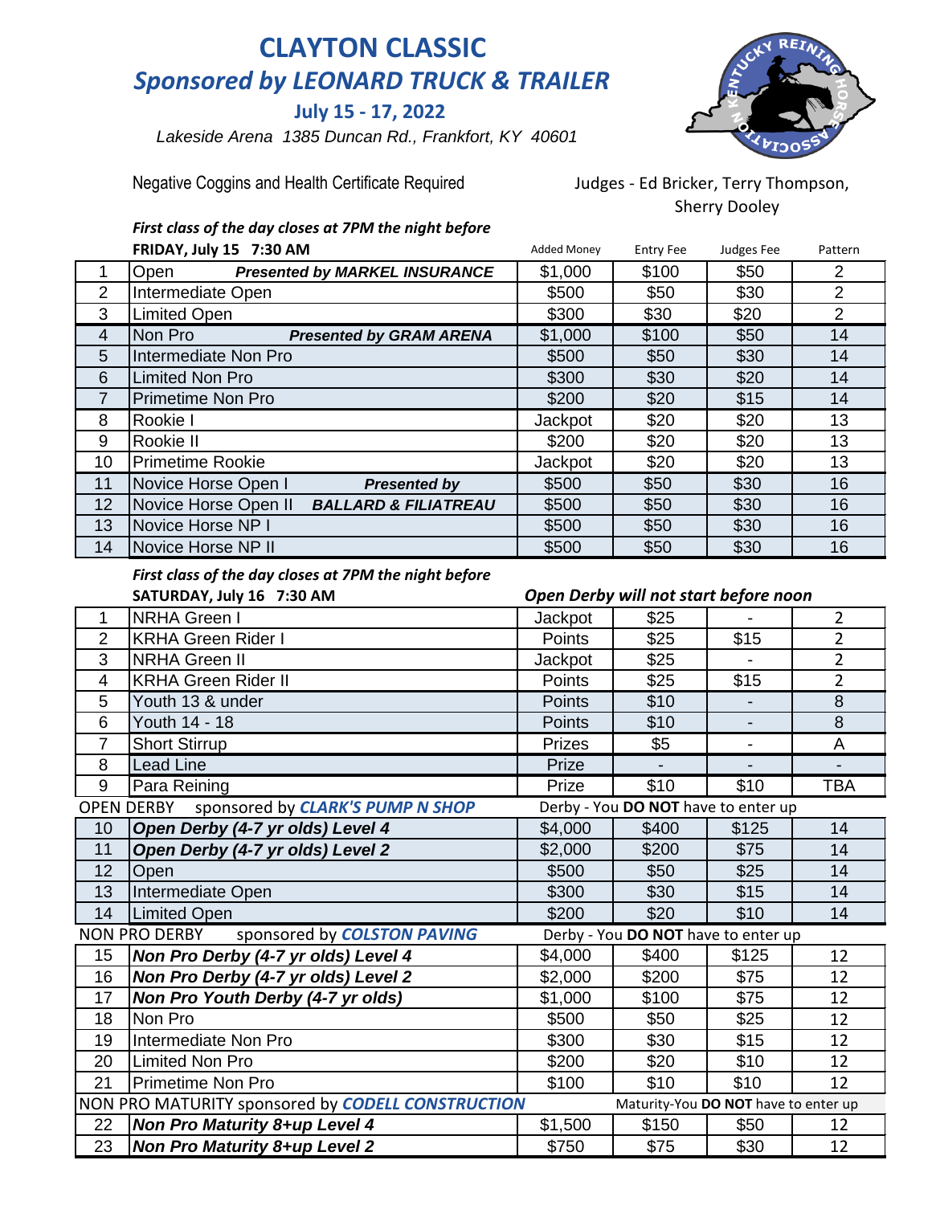# CLAYTON CLASSIC

## *Sponsored by LEONARD TRUCK & TRAILER*

### July 15 - 17, 2022

*Lakeside Arena 1385 Duncan Rd., Frankfort, KY 40601*

Negative Coggins and Health Certificate Required

Judges - Ed Bricker, Terry Thompson, Sherry Dooley

***First class of the day closes at 7PM the night before***

**FRIDAY, July 15 7:30 AM**

| # | Class | Added Money | Entry Fee | Judges Fee | Pattern |
|---|---|---|---|---|---|
| 1 | Open ***Presented by MARKEL INSURANCE*** | $1,000 | $100 | $50 | 2 |
| 2 | Intermediate Open | $500 | $50 | $30 | 2 |
| 3 | Limited Open | $300 | $30 | $20 | 2 |
| 4 | Non Pro ***Presented by GRAM ARENA*** | $1,000 | $100 | $50 | 14 |
| 5 | Intermediate Non Pro | $500 | $50 | $30 | 14 |
| 6 | Limited Non Pro | $300 | $30 | $20 | 14 |
| 7 | Primetime Non Pro | $200 | $20 | $15 | 14 |
| 8 | Rookie I | Jackpot | $20 | $20 | 13 |
| 9 | Rookie II | $200 | $20 | $20 | 13 |
| 10 | Primetime Rookie | Jackpot | $20 | $20 | 13 |
| 11 | Novice Horse Open I ***Presented by*** | $500 | $50 | $30 | 16 |
| 12 | Novice Horse Open II ***BALLARD & FILIATREAU*** | $500 | $50 | $30 | 16 |
| 13 | Novice Horse NP I | $500 | $50 | $30 | 16 |
| 14 | Novice Horse NP II | $500 | $50 | $30 | 16 |

***First class of the day closes at 7PM the night before***

**SATURDAY, July 16 7:30 AM** — ***Open Derby will not start before noon***

| # | Class | Added Money | Entry Fee | Judges Fee | Pattern |
|---|---|---|---|---|---|
| 1 | NRHA Green I | Jackpot | $25 | - | 2 |
| 2 | KRHA Green Rider I | Points | $25 | $15 | 2 |
| 3 | NRHA Green II | Jackpot | $25 | - | 2 |
| 4 | KRHA Green Rider II | Points | $25 | $15 | 2 |
| 5 | Youth 13 & under | Points | $10 | - | 8 |
| 6 | Youth 14 - 18 | Points | $10 | - | 8 |
| 7 | Short Stirrup | Prizes | $5 | - | A |
| 8 | Lead Line | Prize | - | - | - |
| 9 | Para Reining | Prize | $10 | $10 | TBA |
| OPEN DERBY sponsored by ***CLARK'S PUMP N SHOP*** | | Derby - You **DO NOT** have to enter up | | | |
| 10 | ***Open Derby (4-7 yr olds) Level 4*** | $4,000 | $400 | $125 | 14 |
| 11 | ***Open Derby (4-7 yr olds) Level 2*** | $2,000 | $200 | $75 | 14 |
| 12 | Open | $500 | $50 | $25 | 14 |
| 13 | Intermediate Open | $300 | $30 | $15 | 14 |
| 14 | Limited Open | $200 | $20 | $10 | 14 |
| NON PRO DERBY sponsored by ***COLSTON PAVING*** | | Derby - You **DO NOT** have to enter up | | | |
| 15 | ***Non Pro Derby (4-7 yr olds) Level 4*** | $4,000 | $400 | $125 | 12 |
| 16 | ***Non Pro Derby (4-7 yr olds) Level 2*** | $2,000 | $200 | $75 | 12 |
| 17 | ***Non Pro Youth Derby (4-7 yr olds)*** | $1,000 | $100 | $75 | 12 |
| 18 | Non Pro | $500 | $50 | $25 | 12 |
| 19 | Intermediate Non Pro | $300 | $30 | $15 | 12 |
| 20 | Limited Non Pro | $200 | $20 | $10 | 12 |
| 21 | Primetime Non Pro | $100 | $10 | $10 | 12 |
| NON PRO MATURITY sponsored by ***CODELL CONSTRUCTION*** | | Maturity-You **DO NOT** have to enter up | | | |
| 22 | ***Non Pro Maturity 8+up Level 4*** | $1,500 | $150 | $50 | 12 |
| 23 | ***Non Pro Maturity 8+up Level 2*** | $750 | $75 | $30 | 12 |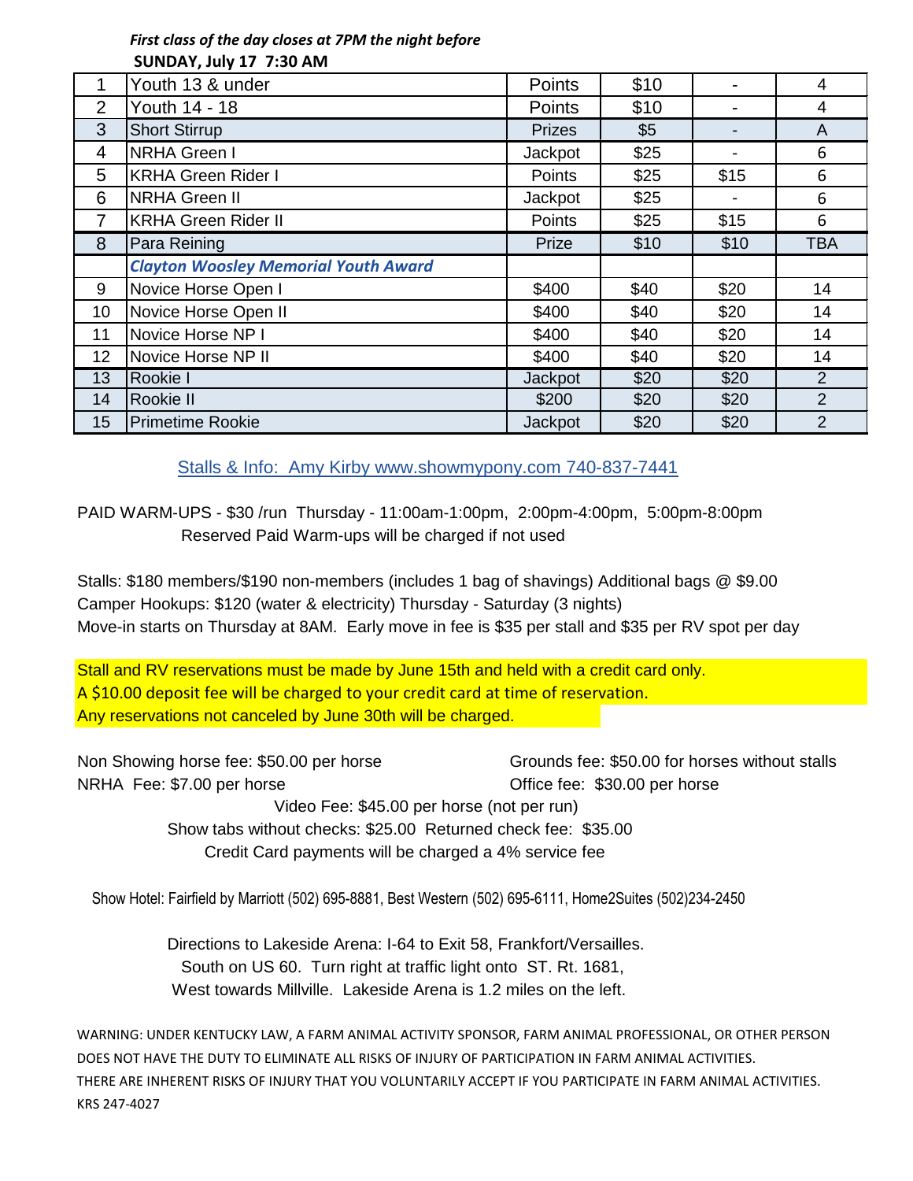***First class of the day closes at 7PM the night before***

**SUNDAY, July 17 7:30 AM**

| | | | | | |
|---|---|---|---|---|---|
| 1 | Youth 13 & under | Points | $10 | - | 4 |
| 2 | Youth 14 - 18 | Points | $10 | - | 4 |
| 3 | Short Stirrup | Prizes | $5 | - | A |
| 4 | NRHA Green I | Jackpot | $25 | - | 6 |
| 5 | KRHA Green Rider I | Points | $25 | $15 | 6 |
| 6 | NRHA Green II | Jackpot | $25 | - | 6 |
| 7 | KRHA Green Rider II | Points | $25 | $15 | 6 |
| 8 | Para Reining | Prize | $10 | $10 | TBA |
| | ***Clayton Woosley Memorial Youth Award*** | | | | |
| 9 | Novice Horse Open I | $400 | $40 | $20 | 14 |
| 10 | Novice Horse Open II | $400 | $40 | $20 | 14 |
| 11 | Novice Horse NP I | $400 | $40 | $20 | 14 |
| 12 | Novice Horse NP II | $400 | $40 | $20 | 14 |
| 13 | Rookie I | Jackpot | $20 | $20 | 2 |
| 14 | Rookie II | $200 | $20 | $20 | 2 |
| 15 | Primetime Rookie | Jackpot | $20 | $20 | 2 |

Stalls & Info: Amy Kirby www.showmypony.com 740-837-7441

PAID WARM-UPS - $30 /run Thursday - 11:00am-1:00pm, 2:00pm-4:00pm, 5:00pm-8:00pm
Reserved Paid Warm-ups will be charged if not used

Stalls: $180 members/$190 non-members (includes 1 bag of shavings) Additional bags @ $9.00
Camper Hookups: $120 (water & electricity) Thursday - Saturday (3 nights)
Move-in starts on Thursday at 8AM. Early move in fee is $35 per stall and $35 per RV spot per day

Stall and RV reservations must be made by June 15th and held with a credit card only.
A $10.00 deposit fee will be charged to your credit card at time of reservation.
Any reservations not canceled by June 30th will be charged.

Non Showing horse fee: $50.00 per horse
NRHA Fee: $7.00 per horse
Grounds fee: $50.00 for horses without stalls
Office fee: $30.00 per horse

Video Fee: $45.00 per horse (not per run)
Show tabs without checks: $25.00 Returned check fee: $35.00
Credit Card payments will be charged a 4% service fee

Show Hotel: Fairfield by Marriott (502) 695-8881, Best Western (502) 695-6111, Home2Suites (502)234-2450

Directions to Lakeside Arena: I-64 to Exit 58, Frankfort/Versailles.
South on US 60. Turn right at traffic light onto ST. Rt. 1681,
West towards Millville. Lakeside Arena is 1.2 miles on the left.

WARNING: UNDER KENTUCKY LAW, A FARM ANIMAL ACTIVITY SPONSOR, FARM ANIMAL PROFESSIONAL, OR OTHER PERSON DOES NOT HAVE THE DUTY TO ELIMINATE ALL RISKS OF INJURY OF PARTICIPATION IN FARM ANIMAL ACTIVITIES. THERE ARE INHERENT RISKS OF INJURY THAT YOU VOLUNTARILY ACCEPT IF YOU PARTICIPATE IN FARM ANIMAL ACTIVITIES. KRS 247-4027